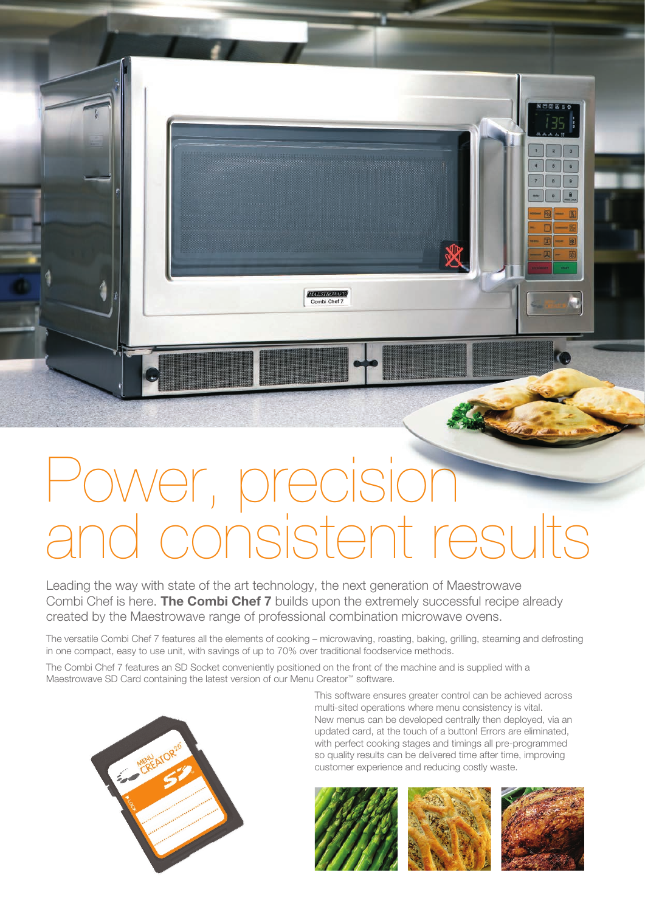# Power, precision and consistent results

Leading the way with state of the art technology, the next generation of Maestrowave Combi Chef is here. **The Combi Chef 7** builds upon the extremely successful recipe already created by the Maestrowave range of professional combination microwave ovens.

The versatile Combi Chef 7 features all the elements of cooking – microwaving, roasting, baking, grilling, steaming and defrosting in one compact, easy to use unit, with savings of up to 70% over traditional foodservice methods.

The Combi Chef 7 features an SD Socket conveniently positioned on the front of the machine and is supplied with a Maestrowave SD Card containing the latest version of our Menu Creator™ software.

This software ensures greater control can be achieved across multi-sited operations where menu consistency is vital. New menus can be developed centrally then deployed, via an updated card, at the touch of a button! Errors are eliminated, with perfect cooking stages and timings all pre-programmed so quality results can be delivered time after time, improving customer experience and reducing costly waste.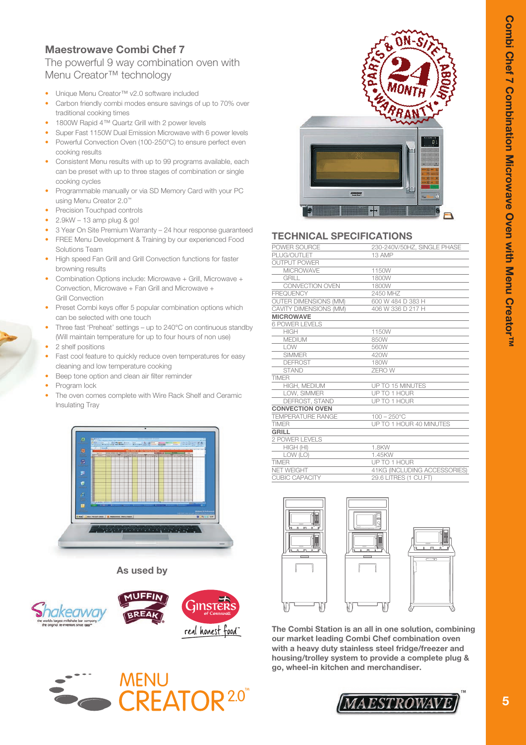## Maestrowave Combi Chef 7

The powerful 9 way combination oven with Menu Creator™ technology

- Unique Menu Creator™ v2.0 software included
- Carbon friendly combi modes ensure savings of up to 70% over traditional cooking times
- 1800W Rapid 4™ Quartz Grill with 2 power levels
- Super Fast 1150W Dual Emission Microwave with 6 power levels
- Powerful Convection Oven (100-250°C) to ensure perfect even cooking results
- Consistent Menu results with up to 99 programs available, each can be preset with up to three stages of combination or single cooking cycles
- Programmable manually or via SD Memory Card with your PC using Menu Creator 2.0™
- Precision Touchpad controls
- 2.9kW – 13 amp plug & go!
- 3 Year On Site Premium Warranty – 24 hour response guaranteed
- FREE Menu Development & Training by our experienced Food Solutions Team
- High speed Fan Grill and Grill Convection functions for faster browning results
- Combination Options include: Microwave + Grill, Microwave + Convection, Microwave + Fan Grill and Microwave + Grill Convection
- Preset Combi keys offer 5 popular combination options which can be selected with one touch
- Three fast 'Preheat' settings – up to 240°C on continuous standby (Will maintain temperature for up to four hours of non use)
- 2 shelf positions
- Fast cool feature to quickly reduce oven temperatures for easy cleaning and low temperature cooking
- Beep tone option and clean air filter reminder
- Program lock
- The oven comes complete with Wire Rack Shelf and Ceramic Insulating Tray

As used by

Shakeaway — the world's largest milkshake bar company, the original re-inventors since 1999™

MUFFIN BREAK

Ginsters of Cornwall — real honest food™

MENU CREATOR 2.0™

PARTS & ON-SITE LABOUR • 24 MONTH WARRANTY •

## TECHNICAL SPECIFICATIONS

| | |
|---|---|
| POWER SOURCE | 230-240V/50HZ, SINGLE PHASE |
| PLUG/OUTLET | 13 AMP |
| OUTPUT POWER | |
| MICROWAVE | 1150W |
| GRILL | 1800W |
| CONVECTION OVEN | 1800W |
| FREQUENCY | 2450 MHZ |
| OUTER DIMENSIONS (MM) | 600 W 484 D 383 H |
| CAVITY DIMENSIONS (MM) | 406 W 336 D 217 H |
| **MICROWAVE** | |
| 6 POWER LEVELS | |
| HIGH | 1150W |
| MEDIUM | 850W |
| LOW | 560W |
| SIMMER | 420W |
| DEFROST | 180W |
| STAND | ZERO W |
| TIMER | |
| HIGH, MEDIUM | UP TO 15 MINUTES |
| LOW, SIMMER | UP TO 1 HOUR |
| DEFROST, STAND | UP TO 1 HOUR |
| **CONVECTION OVEN** | |
| TEMPERATURE RANGE | 100 – 250°C |
| TIMER | UP TO 1 HOUR 40 MINUTES |
| **GRILL** | |
| 2 POWER LEVELS | |
| HIGH (HI) | 1.8KW |
| LOW (LO) | 1.45KW |
| TIMER | UP TO 1 HOUR |
| NET WEIGHT | 41KG (INCLUDING ACCESSORIES) |
| CUBIC CAPACITY | 29.6 LITRES (1 CU.FT) |

**The Combi Station is an all in one solution, combining our market leading Combi Chef combination oven with a heavy duty stainless steel fridge/freezer and housing/trolley system to provide a complete plug & go, wheel-in kitchen and merchandiser.**

MAESTROWAVE™